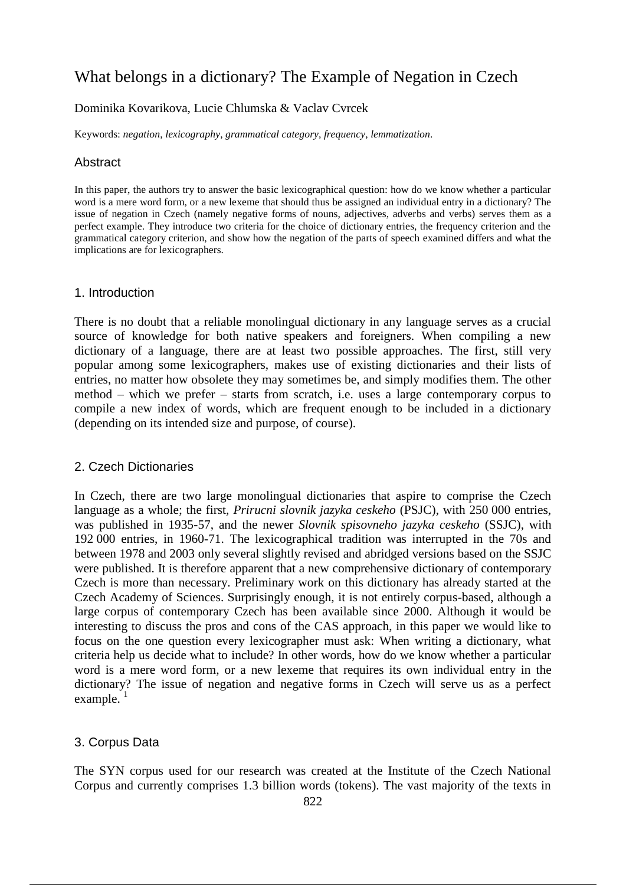# What belongs in a dictionary? The Example of Negation in Czech

Dominika Kovarikova, Lucie Chlumska & Vaclav Cvrcek

Keywords: *negation*, *lexicography*, *grammatical category*, *frequency*, *lemmatization*.

## Abstract

In this paper, the authors try to answer the basic lexicographical question: how do we know whether a particular word is a mere word form, or a new lexeme that should thus be assigned an individual entry in a dictionary? The issue of negation in Czech (namely negative forms of nouns, adjectives, adverbs and verbs) serves them as a perfect example. They introduce two criteria for the choice of dictionary entries, the frequency criterion and the grammatical category criterion, and show how the negation of the parts of speech examined differs and what the implications are for lexicographers.

## 1. Introduction

There is no doubt that a reliable monolingual dictionary in any language serves as a crucial source of knowledge for both native speakers and foreigners. When compiling a new dictionary of a language, there are at least two possible approaches. The first, still very popular among some lexicographers, makes use of existing dictionaries and their lists of entries, no matter how obsolete they may sometimes be, and simply modifies them. The other method – which we prefer – starts from scratch, i.e. uses a large contemporary corpus to compile a new index of words, which are frequent enough to be included in a dictionary (depending on its intended size and purpose, of course).

## 2. Czech Dictionaries

In Czech, there are two large monolingual dictionaries that aspire to comprise the Czech language as a whole; the first, *Prirucni slovnik jazyka ceskeho* (PSJC), with 250 000 entries, was published in 1935-57, and the newer *Slovnik spisovneho jazyka ceskeho* (SSJC), with 192 000 entries, in 1960-71. The lexicographical tradition was interrupted in the 70s and between 1978 and 2003 only several slightly revised and abridged versions based on the SSJC were published. It is therefore apparent that a new comprehensive dictionary of contemporary Czech is more than necessary. Preliminary work on this dictionary has already started at the Czech Academy of Sciences. Surprisingly enough, it is not entirely corpus-based, although a large corpus of contemporary Czech has been available since 2000. Although it would be interesting to discuss the pros and cons of the CAS approach, in this paper we would like to focus on the one question every lexicographer must ask: When writing a dictionary, what criteria help us decide what to include? In other words, how do we know whether a particular word is a mere word form, or a new lexeme that requires its own individual entry in the dictionary? The issue of negation and negative forms in Czech will serve us as a perfect example. [1]

## 3. Corpus Data

The SYN corpus used for our research was created at the Institute of the Czech National Corpus and currently comprises 1.3 billion words (tokens). The vast majority of the texts in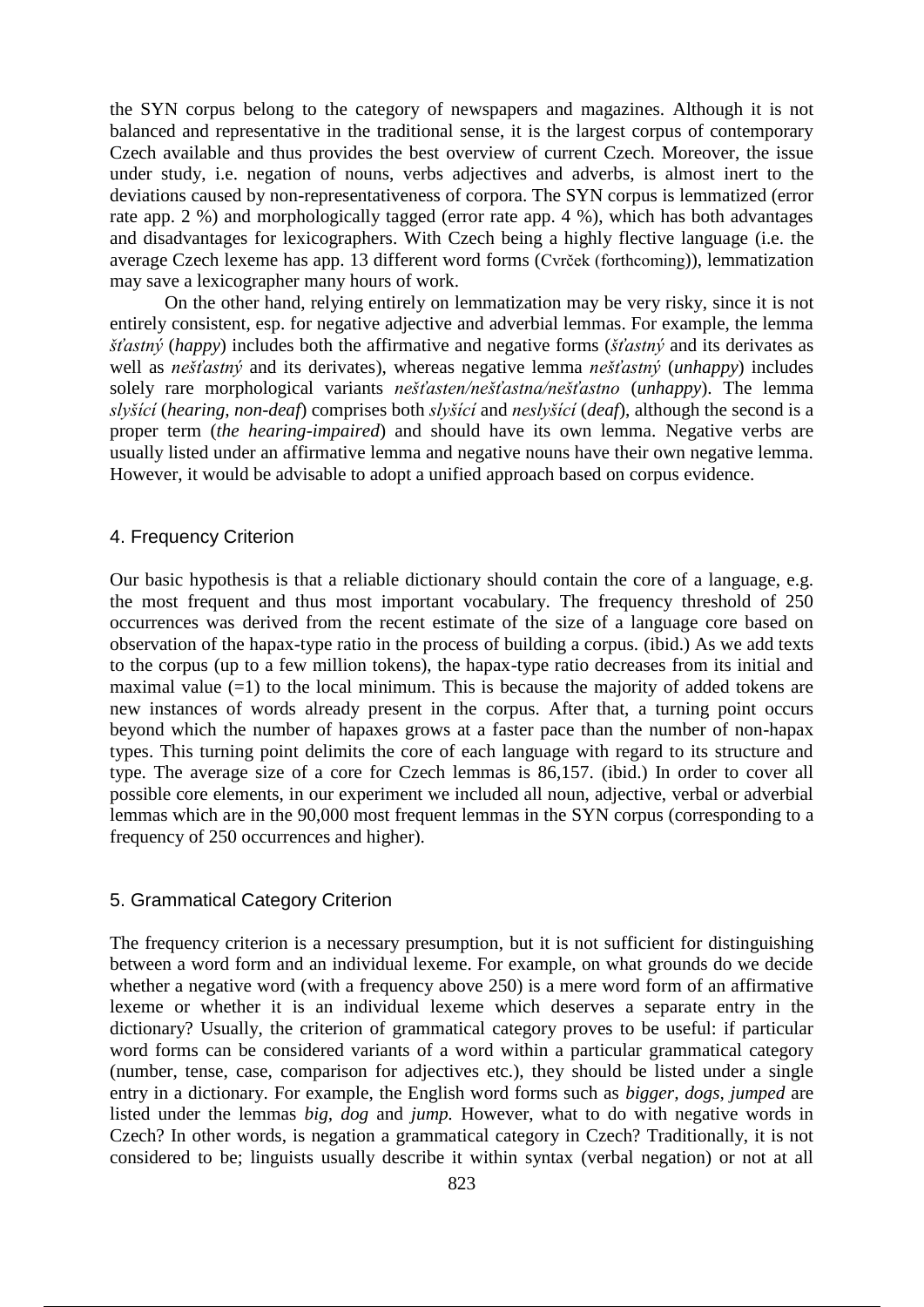the SYN corpus belong to the category of newspapers and magazines. Although it is not balanced and representative in the traditional sense, it is the largest corpus of contemporary Czech available and thus provides the best overview of current Czech. Moreover, the issue under study, i.e. negation of nouns, verbs adjectives and adverbs, is almost inert to the deviations caused by non-representativeness of corpora. The SYN corpus is lemmatized (error rate app. 2 %) and morphologically tagged (error rate app. 4 %), which has both advantages and disadvantages for lexicographers. With Czech being a highly flective language (i.e. the average Czech lexeme has app. 13 different word forms (Cvrček (forthcoming)), lemmatization may save a lexicographer many hours of work.

On the other hand, relying entirely on lemmatization may be very risky, since it is not entirely consistent, esp. for negative adjective and adverbial lemmas. For example, the lemma *šťastný* (*happy*) includes both the affirmative and negative forms (*šťastný* and its derivates as well as *nešťastný* and its derivates), whereas negative lemma *nešťastný* (*unhappy*) includes solely rare morphological variants *nešťasten/nešťastna/nešťastno* (*unhappy*). The lemma *slyšící* (*hearing, non-deaf*) comprises both *slyšící* and *neslyšící* (*deaf*), although the second is a proper term (*the hearing-impaired*) and should have its own lemma. Negative verbs are usually listed under an affirmative lemma and negative nouns have their own negative lemma. However, it would be advisable to adopt a unified approach based on corpus evidence.

## 4. Frequency Criterion

Our basic hypothesis is that a reliable dictionary should contain the core of a language, e.g. the most frequent and thus most important vocabulary. The frequency threshold of 250 occurrences was derived from the recent estimate of the size of a language core based on observation of the hapax-type ratio in the process of building a corpus. (ibid.) As we add texts to the corpus (up to a few million tokens), the hapax-type ratio decreases from its initial and maximal value (=1) to the local minimum. This is because the majority of added tokens are new instances of words already present in the corpus. After that, a turning point occurs beyond which the number of hapaxes grows at a faster pace than the number of non-hapax types. This turning point delimits the core of each language with regard to its structure and type. The average size of a core for Czech lemmas is 86,157. (ibid.) In order to cover all possible core elements, in our experiment we included all noun, adjective, verbal or adverbial lemmas which are in the 90,000 most frequent lemmas in the SYN corpus (corresponding to a frequency of 250 occurrences and higher).

## 5. Grammatical Category Criterion

The frequency criterion is a necessary presumption, but it is not sufficient for distinguishing between a word form and an individual lexeme. For example, on what grounds do we decide whether a negative word (with a frequency above 250) is a mere word form of an affirmative lexeme or whether it is an individual lexeme which deserves a separate entry in the dictionary? Usually, the criterion of grammatical category proves to be useful: if particular word forms can be considered variants of a word within a particular grammatical category (number, tense, case, comparison for adjectives etc.), they should be listed under a single entry in a dictionary. For example, the English word forms such as *bigger, dogs, jumped* are listed under the lemmas *big, dog* and *jump.* However, what to do with negative words in Czech? In other words, is negation a grammatical category in Czech? Traditionally, it is not considered to be; linguists usually describe it within syntax (verbal negation) or not at all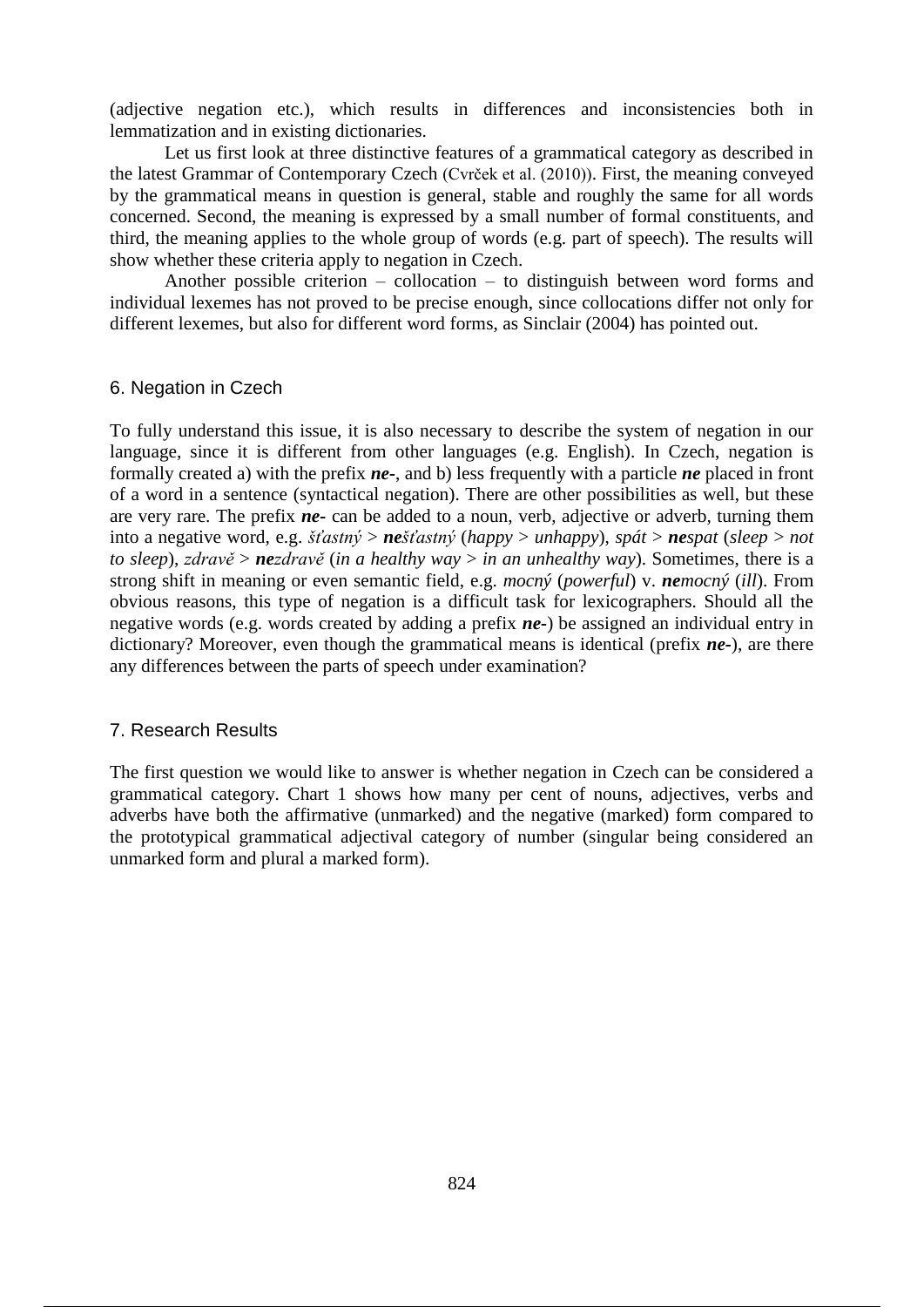(adjective negation etc.), which results in differences and inconsistencies both in lemmatization and in existing dictionaries.

Let us first look at three distinctive features of a grammatical category as described in the latest Grammar of Contemporary Czech (Cvrček et al. (2010)). First, the meaning conveyed by the grammatical means in question is general, stable and roughly the same for all words concerned. Second, the meaning is expressed by a small number of formal constituents, and third, the meaning applies to the whole group of words (e.g. part of speech). The results will show whether these criteria apply to negation in Czech.

Another possible criterion – collocation – to distinguish between word forms and individual lexemes has not proved to be precise enough, since collocations differ not only for different lexemes, but also for different word forms, as Sinclair (2004) has pointed out.

## 6. Negation in Czech

To fully understand this issue, it is also necessary to describe the system of negation in our language, since it is different from other languages (e.g. English). In Czech, negation is formally created a) with the prefix ***ne-***, and b) less frequently with a particle ***ne*** placed in front of a word in a sentence (syntactical negation). There are other possibilities as well, but these are very rare. The prefix ***ne-*** can be added to a noun, verb, adjective or adverb, turning them into a negative word, e.g. *šťastný* > ***ne****šťastný* (*happy* > *unhappy*), *spát* > ***ne****spat* (*sleep* > *not to sleep*), *zdravě* > ***ne****zdravě* (*in a healthy way* > *in an unhealthy way*). Sometimes, there is a strong shift in meaning or even semantic field, e.g. *mocný* (*powerful*) v. ***ne****mocný* (*ill*). From obvious reasons, this type of negation is a difficult task for lexicographers. Should all the negative words (e.g. words created by adding a prefix ***ne-***) be assigned an individual entry in dictionary? Moreover, even though the grammatical means is identical (prefix ***ne-***), are there any differences between the parts of speech under examination?

## 7. Research Results

The first question we would like to answer is whether negation in Czech can be considered a grammatical category. Chart 1 shows how many per cent of nouns, adjectives, verbs and adverbs have both the affirmative (unmarked) and the negative (marked) form compared to the prototypical grammatical adjectival category of number (singular being considered an unmarked form and plural a marked form).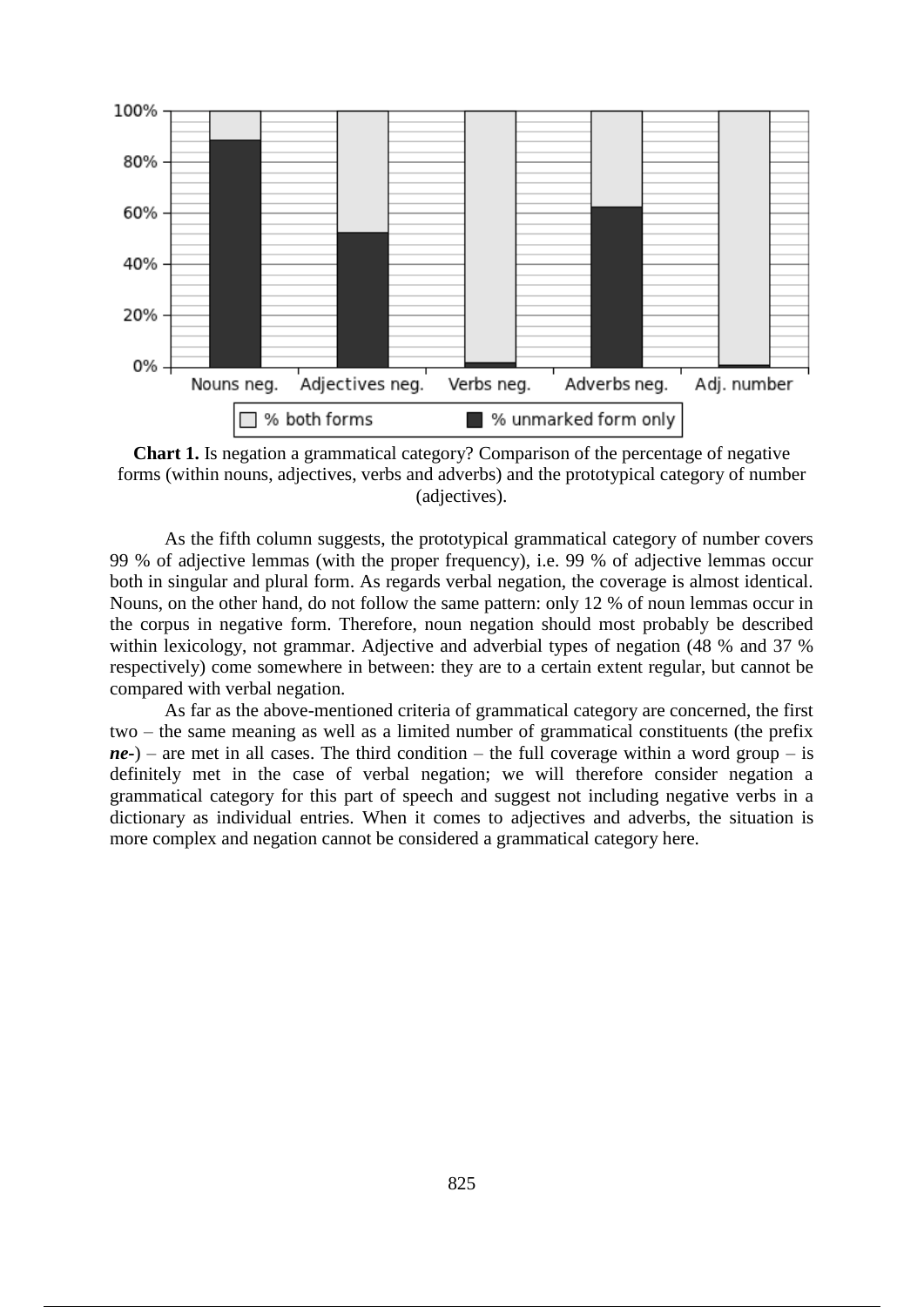**Chart 1.** Is negation a grammatical category? Comparison of the percentage of negative forms (within nouns, adjectives, verbs and adverbs) and the prototypical category of number (adjectives).

As the fifth column suggests, the prototypical grammatical category of number covers 99 % of adjective lemmas (with the proper frequency), i.e. 99 % of adjective lemmas occur both in singular and plural form. As regards verbal negation, the coverage is almost identical. Nouns, on the other hand, do not follow the same pattern: only 12 % of noun lemmas occur in the corpus in negative form. Therefore, noun negation should most probably be described within lexicology, not grammar. Adjective and adverbial types of negation (48 % and 37 % respectively) come somewhere in between: they are to a certain extent regular, but cannot be compared with verbal negation.

As far as the above-mentioned criteria of grammatical category are concerned, the first two – the same meaning as well as a limited number of grammatical constituents (the prefix ***ne-***) – are met in all cases. The third condition – the full coverage within a word group – is definitely met in the case of verbal negation; we will therefore consider negation a grammatical category for this part of speech and suggest not including negative verbs in a dictionary as individual entries. When it comes to adjectives and adverbs, the situation is more complex and negation cannot be considered a grammatical category here.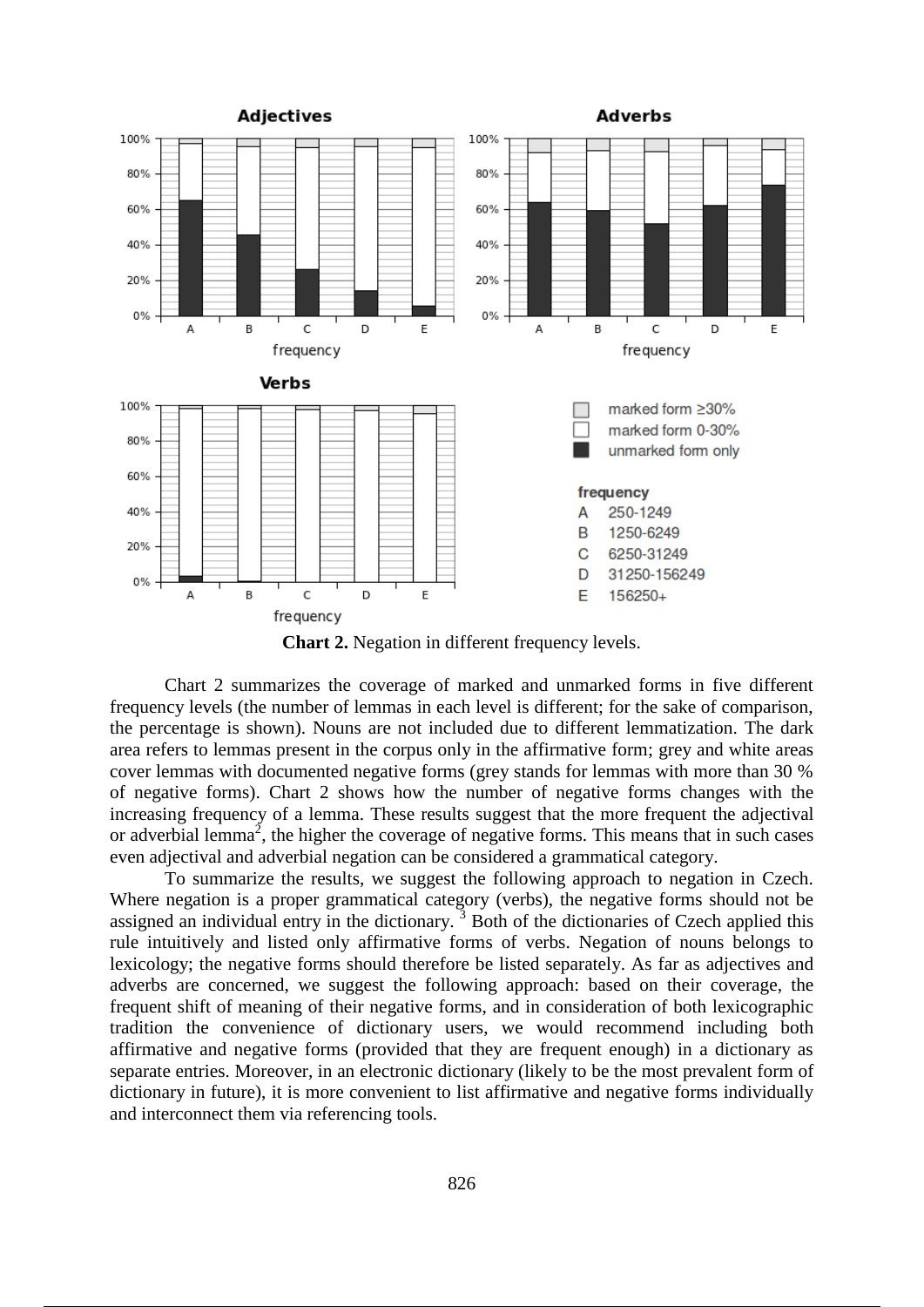**Chart 2.** Negation in different frequency levels.

Chart 2 summarizes the coverage of marked and unmarked forms in five different frequency levels (the number of lemmas in each level is different; for the sake of comparison, the percentage is shown). Nouns are not included due to different lemmatization. The dark area refers to lemmas present in the corpus only in the affirmative form; grey and white areas cover lemmas with documented negative forms (grey stands for lemmas with more than 30 % of negative forms). Chart 2 shows how the number of negative forms changes with the increasing frequency of a lemma. These results suggest that the more frequent the adjectival or adverbial lemma[2], the higher the coverage of negative forms. This means that in such cases even adjectival and adverbial negation can be considered a grammatical category.

To summarize the results, we suggest the following approach to negation in Czech. Where negation is a proper grammatical category (verbs), the negative forms should not be assigned an individual entry in the dictionary. [3] Both of the dictionaries of Czech applied this rule intuitively and listed only affirmative forms of verbs. Negation of nouns belongs to lexicology; the negative forms should therefore be listed separately. As far as adjectives and adverbs are concerned, we suggest the following approach: based on their coverage, the frequent shift of meaning of their negative forms, and in consideration of both lexicographic tradition the convenience of dictionary users, we would recommend including both affirmative and negative forms (provided that they are frequent enough) in a dictionary as separate entries. Moreover, in an electronic dictionary (likely to be the most prevalent form of dictionary in future), it is more convenient to list affirmative and negative forms individually and interconnect them via referencing tools.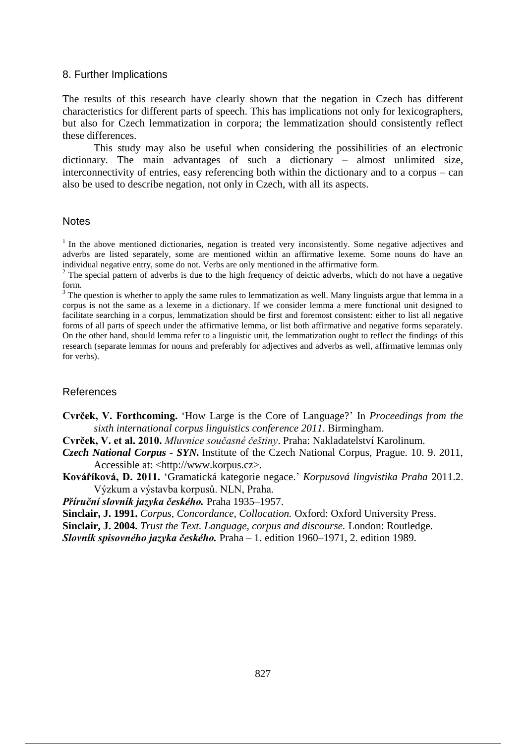## 8. Further Implications

The results of this research have clearly shown that the negation in Czech has different characteristics for different parts of speech. This has implications not only for lexicographers, but also for Czech lemmatization in corpora; the lemmatization should consistently reflect these differences.

This study may also be useful when considering the possibilities of an electronic dictionary. The main advantages of such a dictionary – almost unlimited size, interconnectivity of entries, easy referencing both within the dictionary and to a corpus – can also be used to describe negation, not only in Czech, with all its aspects.

## Notes

[1] In the above mentioned dictionaries, negation is treated very inconsistently. Some negative adjectives and adverbs are listed separately, some are mentioned within an affirmative lexeme. Some nouns do have an individual negative entry, some do not. Verbs are only mentioned in the affirmative form.

[2] The special pattern of adverbs is due to the high frequency of deictic adverbs, which do not have a negative form.

[3] The question is whether to apply the same rules to lemmatization as well. Many linguists argue that lemma in a corpus is not the same as a lexeme in a dictionary. If we consider lemma a mere functional unit designed to facilitate searching in a corpus, lemmatization should be first and foremost consistent: either to list all negative forms of all parts of speech under the affirmative lemma, or list both affirmative and negative forms separately. On the other hand, should lemma refer to a linguistic unit, the lemmatization ought to reflect the findings of this research (separate lemmas for nouns and preferably for adjectives and adverbs as well, affirmative lemmas only for verbs).

## References

**Cvrček, V. Forthcoming.** 'How Large is the Core of Language?' In *Proceedings from the sixth international corpus linguistics conference 2011*. Birmingham.

**Cvrček, V. et al. 2010.** *Mluvnice současné češtiny*. Praha: Nakladatelství Karolinum.

***Czech National Corpus - SYN.*** Institute of the Czech National Corpus, Prague. 10. 9. 2011, Accessible at: <http://www.korpus.cz>.

**Kovářiková, D. 2011.** 'Gramatická kategorie negace.' *Korpusová lingvistika Praha* 2011.2. Výzkum a výstavba korpusů. NLN, Praha.

***Příruční slovník jazyka českého.*** Praha 1935–1957.

**Sinclair, J. 1991.** *Corpus, Concordance, Collocation.* Oxford: Oxford University Press.

**Sinclair, J. 2004.** *Trust the Text. Language, corpus and discourse.* London: Routledge.

***Slovník spisovného jazyka českého.*** Praha – 1. edition 1960–1971, 2. edition 1989.